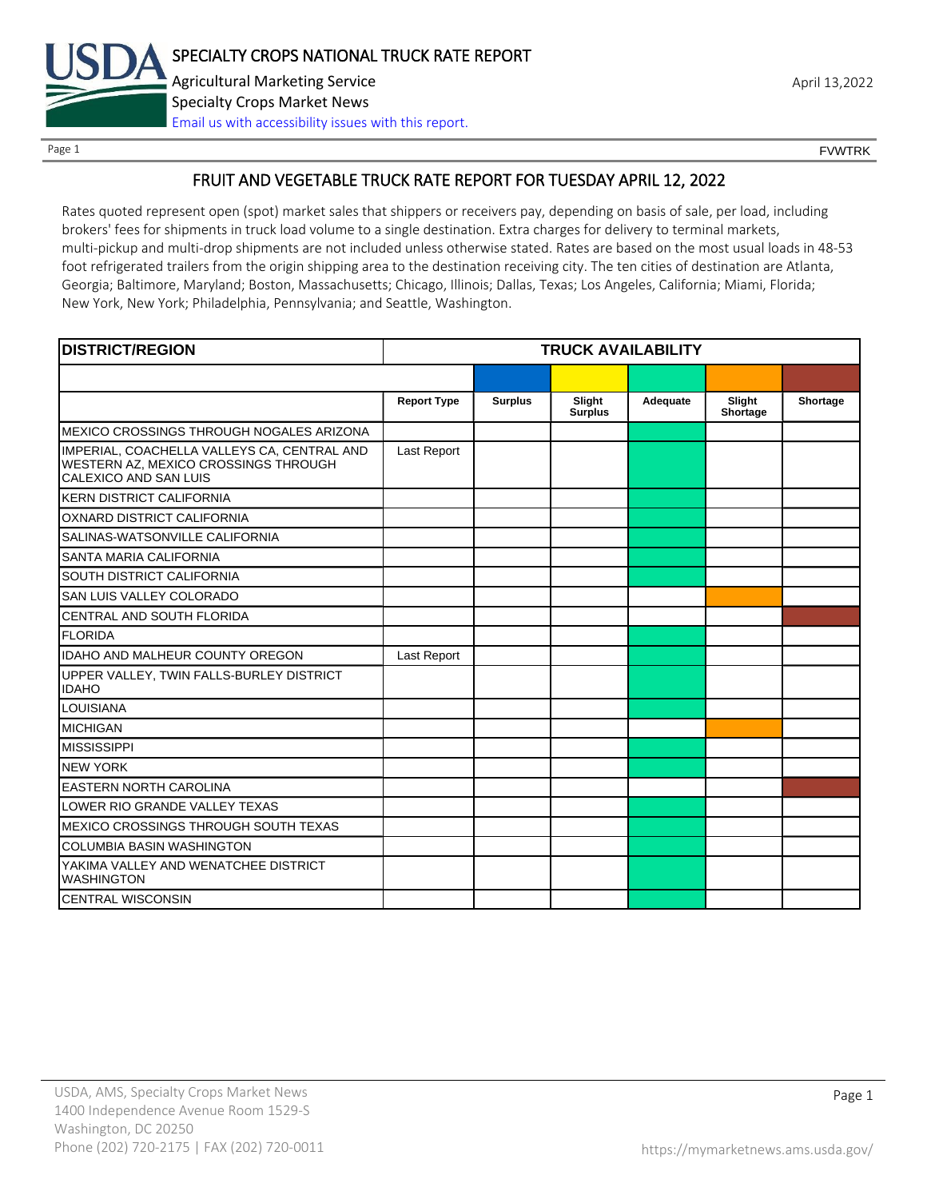# SPECIALTY CROPS NATIONAL TRUCK RATE REPORT

Agricultural Marketing Service
Specialty Crops Market News
Email us with accessibility issues with this report.

April 13,2022

FVWTRK

## FRUIT AND VEGETABLE TRUCK RATE REPORT FOR TUESDAY APRIL 12, 2022

Rates quoted represent open (spot) market sales that shippers or receivers pay, depending on basis of sale, per load, including brokers' fees for shipments in truck load volume to a single destination. Extra charges for delivery to terminal markets, multi-pickup and multi-drop shipments are not included unless otherwise stated. Rates are based on the most usual loads in 48-53 foot refrigerated trailers from the origin shipping area to the destination receiving city. The ten cities of destination are Atlanta, Georgia; Baltimore, Maryland; Boston, Massachusetts; Chicago, Illinois; Dallas, Texas; Los Angeles, California; Miami, Florida; New York, New York; Philadelphia, Pennsylvania; and Seattle, Washington.

| DISTRICT/REGION | TRUCK AVAILABILITY | | | | | |
|---|---|---|---|---|---|---|
| | Report Type | Surplus | Slight Surplus | Adequate | Slight Shortage | Shortage |
| MEXICO CROSSINGS THROUGH NOGALES ARIZONA | | | | X | | |
| IMPERIAL, COACHELLA VALLEYS CA, CENTRAL AND WESTERN AZ, MEXICO CROSSINGS THROUGH CALEXICO AND SAN LUIS | Last Report | | | X | | |
| KERN DISTRICT CALIFORNIA | | | | X | | |
| OXNARD DISTRICT CALIFORNIA | | | | X | | |
| SALINAS-WATSONVILLE CALIFORNIA | | | | X | | |
| SANTA MARIA CALIFORNIA | | | | X | | |
| SOUTH DISTRICT CALIFORNIA | | | | X | | |
| SAN LUIS VALLEY COLORADO | | | | | X | |
| CENTRAL AND SOUTH FLORIDA | | | | | | X |
| FLORIDA | | | | X | | |
| IDAHO AND MALHEUR COUNTY OREGON | Last Report | | | X | | |
| UPPER VALLEY, TWIN FALLS-BURLEY DISTRICT IDAHO | | | | X | | |
| LOUISIANA | | | | X | | |
| MICHIGAN | | | | | X | |
| MISSISSIPPI | | | | X | | |
| NEW YORK | | | | X | | |
| EASTERN NORTH CAROLINA | | | | | | X |
| LOWER RIO GRANDE VALLEY TEXAS | | | | X | | |
| MEXICO CROSSINGS THROUGH SOUTH TEXAS | | | | X | | |
| COLUMBIA BASIN WASHINGTON | | | | X | | |
| YAKIMA VALLEY AND WENATCHEE DISTRICT WASHINGTON | | | | X | | |
| CENTRAL WISCONSIN | | | | X | | |

USDA, AMS, Specialty Crops Market News
1400 Independence Avenue Room 1529-S
Washington, DC 20250
Phone (202) 720-2175 | FAX (202) 720-0011

https://mymarketnews.ams.usda.gov/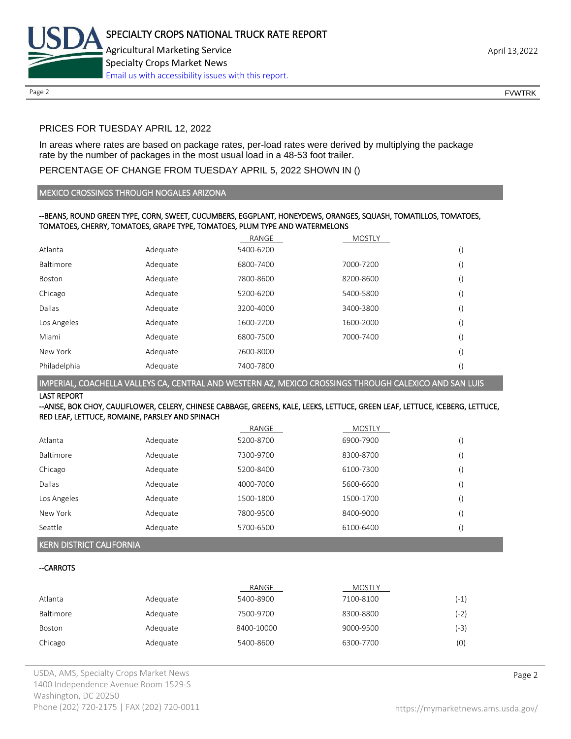PRICES FOR TUESDAY APRIL 12, 2022

In areas where rates are based on package rates, per-load rates were derived by multiplying the package rate by the number of packages in the most usual load in a 48-53 foot trailer.

PERCENTAGE OF CHANGE FROM TUESDAY APRIL 5, 2022 SHOWN IN ()

## MEXICO CROSSINGS THROUGH NOGALES ARIZONA

**--BEANS, ROUND GREEN TYPE, CORN, SWEET, CUCUMBERS, EGGPLANT, HONEYDEWS, ORANGES, SQUASH, TOMATILLOS, TOMATOES, TOMATOES, CHERRY, TOMATOES, GRAPE TYPE, TOMATOES, PLUM TYPE AND WATERMELONS**

| | | RANGE | MOSTLY | |
|---|---|---|---|---|
| Atlanta | Adequate | 5400-6200 | | () |
| Baltimore | Adequate | 6800-7400 | 7000-7200 | () |
| Boston | Adequate | 7800-8600 | 8200-8600 | () |
| Chicago | Adequate | 5200-6200 | 5400-5800 | () |
| Dallas | Adequate | 3200-4000 | 3400-3800 | () |
| Los Angeles | Adequate | 1600-2200 | 1600-2000 | () |
| Miami | Adequate | 6800-7500 | 7000-7400 | () |
| New York | Adequate | 7600-8000 | | () |
| Philadelphia | Adequate | 7400-7800 | | () |

## IMPERIAL, COACHELLA VALLEYS CA, CENTRAL AND WESTERN AZ, MEXICO CROSSINGS THROUGH CALEXICO AND SAN LUIS

**LAST REPORT**

**--ANISE, BOK CHOY, CAULIFLOWER, CELERY, CHINESE CABBAGE, GREENS, KALE, LEEKS, LETTUCE, GREEN LEAF, LETTUCE, ICEBERG, LETTUCE, RED LEAF, LETTUCE, ROMAINE, PARSLEY AND SPINACH**

| | | RANGE | MOSTLY | |
|---|---|---|---|---|
| Atlanta | Adequate | 5200-8700 | 6900-7900 | () |
| Baltimore | Adequate | 7300-9700 | 8300-8700 | () |
| Chicago | Adequate | 5200-8400 | 6100-7300 | () |
| Dallas | Adequate | 4000-7000 | 5600-6600 | () |
| Los Angeles | Adequate | 1500-1800 | 1500-1700 | () |
| New York | Adequate | 7800-9500 | 8400-9000 | () |
| Seattle | Adequate | 5700-6500 | 6100-6400 | () |

## KERN DISTRICT CALIFORNIA

**--CARROTS**

| | | RANGE | MOSTLY | |
|---|---|---|---|---|
| Atlanta | Adequate | 5400-8900 | 7100-8100 | (-1) |
| Baltimore | Adequate | 7500-9700 | 8300-8800 | (-2) |
| Boston | Adequate | 8400-10000 | 9000-9500 | (-3) |
| Chicago | Adequate | 5400-8600 | 6300-7700 | (0) |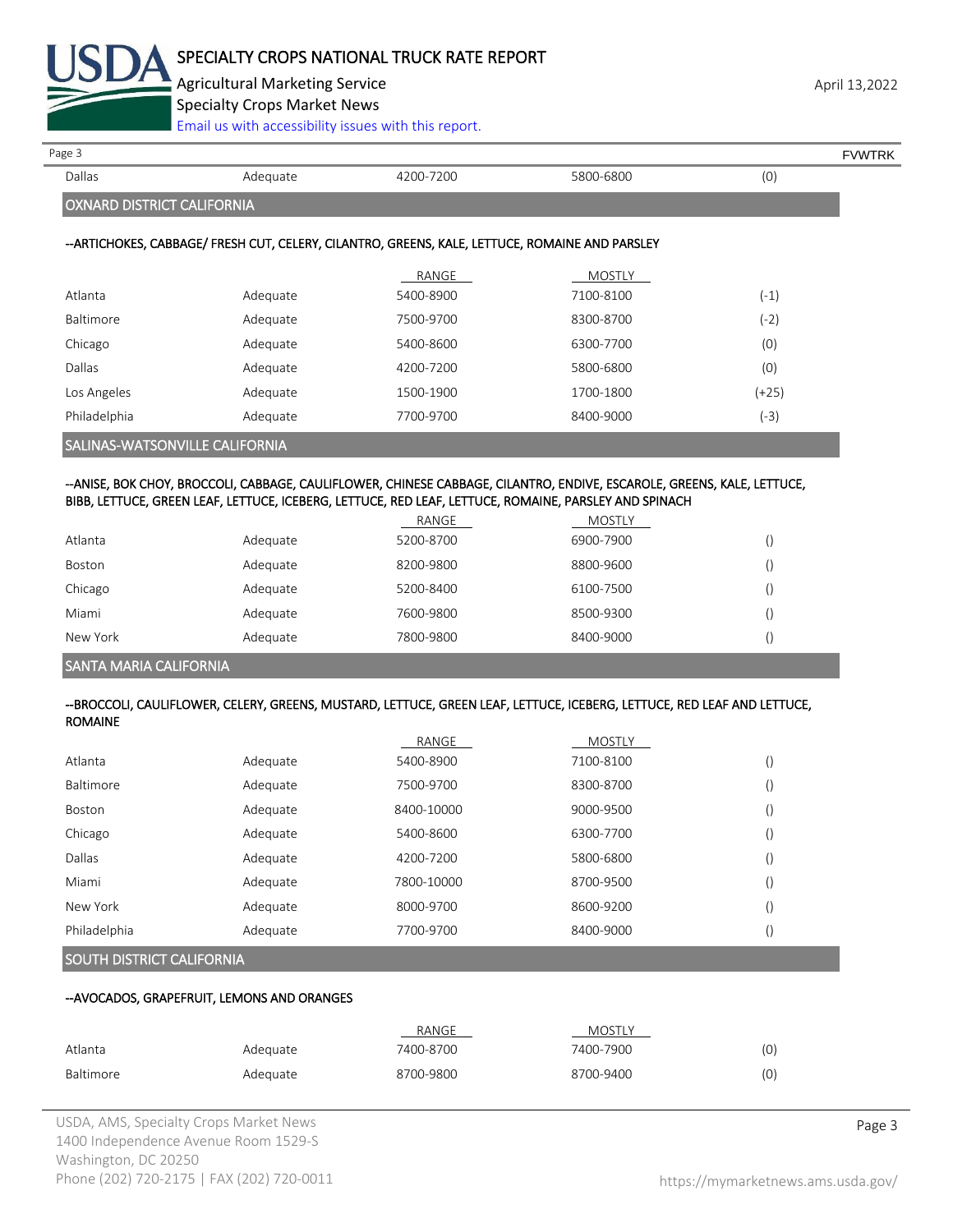| | | | | |
|---|---|---|---|---|
| Dallas | Adequate | 4200-7200 | 5800-6800 | (0) |

## OXNARD DISTRICT CALIFORNIA

--ARTICHOKES, CABBAGE/ FRESH CUT, CELERY, CILANTRO, GREENS, KALE, LETTUCE, ROMAINE AND PARSLEY

| | | RANGE | MOSTLY | |
|---|---|---|---|---|
| Atlanta | Adequate | 5400-8900 | 7100-8100 | (-1) |
| Baltimore | Adequate | 7500-9700 | 8300-8700 | (-2) |
| Chicago | Adequate | 5400-8600 | 6300-7700 | (0) |
| Dallas | Adequate | 4200-7200 | 5800-6800 | (0) |
| Los Angeles | Adequate | 1500-1900 | 1700-1800 | (+25) |
| Philadelphia | Adequate | 7700-9700 | 8400-9000 | (-3) |

## SALINAS-WATSONVILLE CALIFORNIA

--ANISE, BOK CHOY, BROCCOLI, CABBAGE, CAULIFLOWER, CHINESE CABBAGE, CILANTRO, ENDIVE, ESCAROLE, GREENS, KALE, LETTUCE, BIBB, LETTUCE, GREEN LEAF, LETTUCE, ICEBERG, LETTUCE, RED LEAF, LETTUCE, ROMAINE, PARSLEY AND SPINACH

| | | RANGE | MOSTLY | |
|---|---|---|---|---|
| Atlanta | Adequate | 5200-8700 | 6900-7900 | () |
| Boston | Adequate | 8200-9800 | 8800-9600 | () |
| Chicago | Adequate | 5200-8400 | 6100-7500 | () |
| Miami | Adequate | 7600-9800 | 8500-9300 | () |
| New York | Adequate | 7800-9800 | 8400-9000 | () |

## SANTA MARIA CALIFORNIA

--BROCCOLI, CAULIFLOWER, CELERY, GREENS, MUSTARD, LETTUCE, GREEN LEAF, LETTUCE, ICEBERG, LETTUCE, RED LEAF AND LETTUCE, ROMAINE

| | | RANGE | MOSTLY | |
|---|---|---|---|---|
| Atlanta | Adequate | 5400-8900 | 7100-8100 | () |
| Baltimore | Adequate | 7500-9700 | 8300-8700 | () |
| Boston | Adequate | 8400-10000 | 9000-9500 | () |
| Chicago | Adequate | 5400-8600 | 6300-7700 | () |
| Dallas | Adequate | 4200-7200 | 5800-6800 | () |
| Miami | Adequate | 7800-10000 | 8700-9500 | () |
| New York | Adequate | 8000-9700 | 8600-9200 | () |
| Philadelphia | Adequate | 7700-9700 | 8400-9000 | () |

## SOUTH DISTRICT CALIFORNIA

--AVOCADOS, GRAPEFRUIT, LEMONS AND ORANGES

| | | RANGE | MOSTLY | |
|---|---|---|---|---|
| Atlanta | Adequate | 7400-8700 | 7400-7900 | (0) |
| Baltimore | Adequate | 8700-9800 | 8700-9400 | (0) |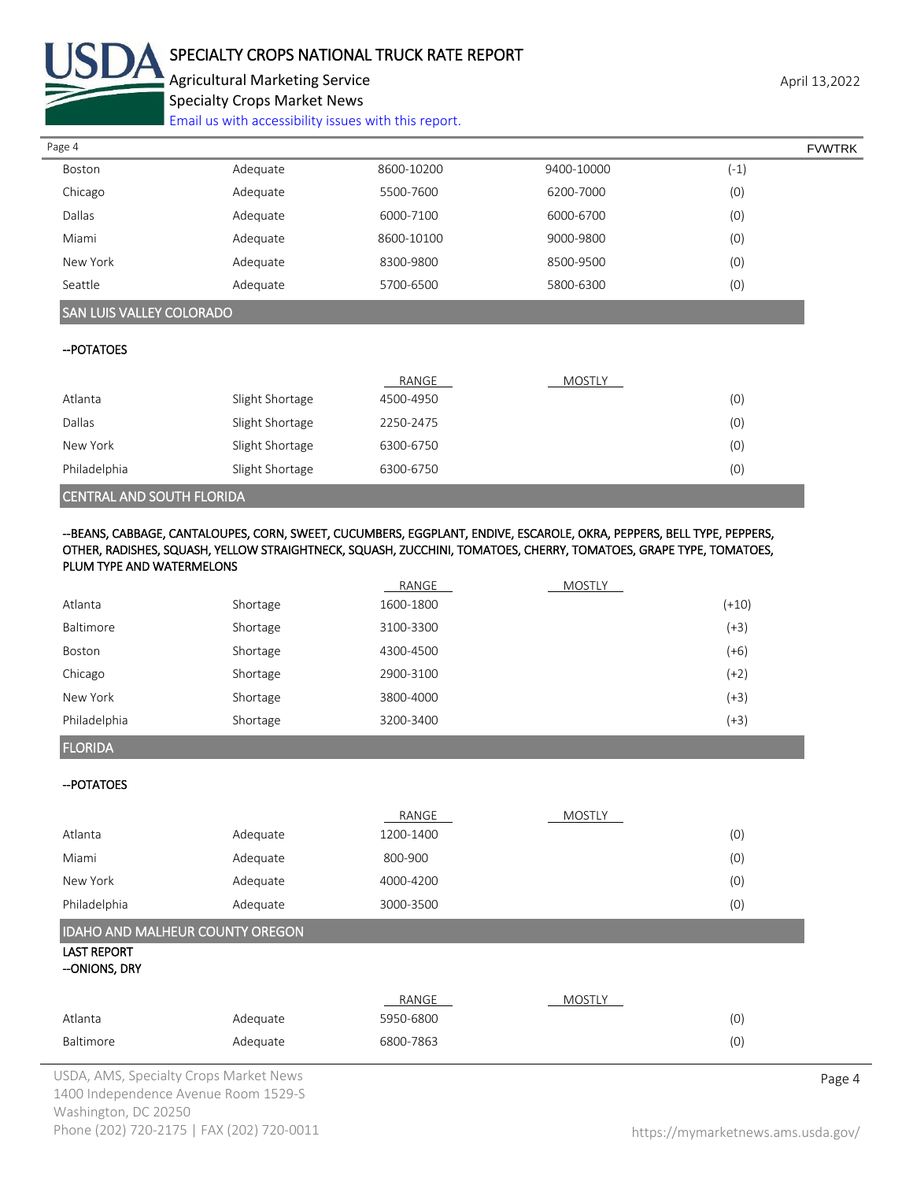| | | | | |
|---|---|---|---|---|
| Boston | Adequate | 8600-10200 | 9400-10000 | (-1) |
| Chicago | Adequate | 5500-7600 | 6200-7000 | (0) |
| Dallas | Adequate | 6000-7100 | 6000-6700 | (0) |
| Miami | Adequate | 8600-10100 | 9000-9800 | (0) |
| New York | Adequate | 8300-9800 | 8500-9500 | (0) |
| Seattle | Adequate | 5700-6500 | 5800-6300 | (0) |

## SAN LUIS VALLEY COLORADO

**--POTATOES**

| | | RANGE | MOSTLY | |
|---|---|---|---|---|
| Atlanta | Slight Shortage | 4500-4950 | | (0) |
| Dallas | Slight Shortage | 2250-2475 | | (0) |
| New York | Slight Shortage | 6300-6750 | | (0) |
| Philadelphia | Slight Shortage | 6300-6750 | | (0) |

## CENTRAL AND SOUTH FLORIDA

**--BEANS, CABBAGE, CANTALOUPES, CORN, SWEET, CUCUMBERS, EGGPLANT, ENDIVE, ESCAROLE, OKRA, PEPPERS, BELL TYPE, PEPPERS, OTHER, RADISHES, SQUASH, YELLOW STRAIGHTNECK, SQUASH, ZUCCHINI, TOMATOES, CHERRY, TOMATOES, GRAPE TYPE, TOMATOES, PLUM TYPE AND WATERMELONS**

| | | RANGE | MOSTLY | |
|---|---|---|---|---|
| Atlanta | Shortage | 1600-1800 | | (+10) |
| Baltimore | Shortage | 3100-3300 | | (+3) |
| Boston | Shortage | 4300-4500 | | (+6) |
| Chicago | Shortage | 2900-3100 | | (+2) |
| New York | Shortage | 3800-4000 | | (+3) |
| Philadelphia | Shortage | 3200-3400 | | (+3) |

## FLORIDA

**--POTATOES**

| | | RANGE | MOSTLY | |
|---|---|---|---|---|
| Atlanta | Adequate | 1200-1400 | | (0) |
| Miami | Adequate | 800-900 | | (0) |
| New York | Adequate | 4000-4200 | | (0) |
| Philadelphia | Adequate | 3000-3500 | | (0) |

## IDAHO AND MALHEUR COUNTY OREGON

**LAST REPORT**
**--ONIONS, DRY**

| | | RANGE | MOSTLY | |
|---|---|---|---|---|
| Atlanta | Adequate | 5950-6800 | | (0) |
| Baltimore | Adequate | 6800-7863 | | (0) |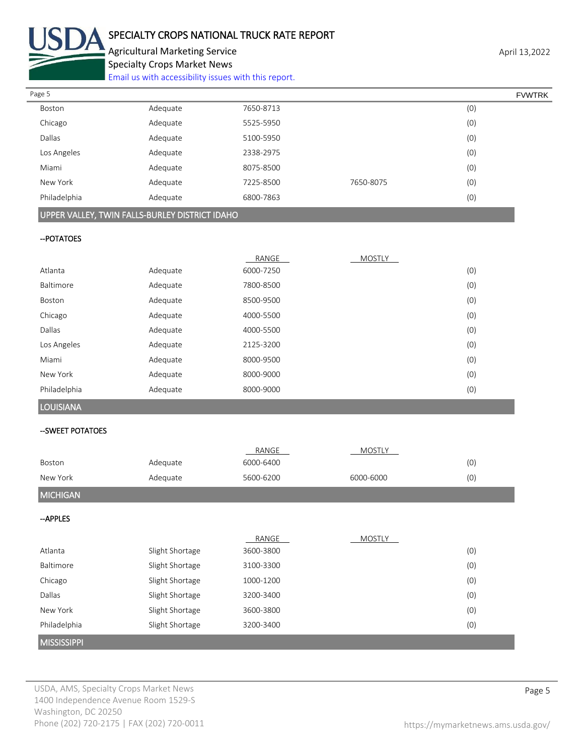| | | | | |
|---|---|---|---|---|
| Boston | Adequate | 7650-8713 | | (0) |
| Chicago | Adequate | 5525-5950 | | (0) |
| Dallas | Adequate | 5100-5950 | | (0) |
| Los Angeles | Adequate | 2338-2975 | | (0) |
| Miami | Adequate | 8075-8500 | | (0) |
| New York | Adequate | 7225-8500 | 7650-8075 | (0) |
| Philadelphia | Adequate | 6800-7863 | | (0) |

## UPPER VALLEY, TWIN FALLS-BURLEY DISTRICT IDAHO

--POTATOES

| | | RANGE | MOSTLY | |
|---|---|---|---|---|
| Atlanta | Adequate | 6000-7250 | | (0) |
| Baltimore | Adequate | 7800-8500 | | (0) |
| Boston | Adequate | 8500-9500 | | (0) |
| Chicago | Adequate | 4000-5500 | | (0) |
| Dallas | Adequate | 4000-5500 | | (0) |
| Los Angeles | Adequate | 2125-3200 | | (0) |
| Miami | Adequate | 8000-9500 | | (0) |
| New York | Adequate | 8000-9000 | | (0) |
| Philadelphia | Adequate | 8000-9000 | | (0) |

## LOUISIANA

--SWEET POTATOES

| | | RANGE | MOSTLY | |
|---|---|---|---|---|
| Boston | Adequate | 6000-6400 | | (0) |
| New York | Adequate | 5600-6200 | 6000-6000 | (0) |

## MICHIGAN

--APPLES

| | | RANGE | MOSTLY | |
|---|---|---|---|---|
| Atlanta | Slight Shortage | 3600-3800 | | (0) |
| Baltimore | Slight Shortage | 3100-3300 | | (0) |
| Chicago | Slight Shortage | 1000-1200 | | (0) |
| Dallas | Slight Shortage | 3200-3400 | | (0) |
| New York | Slight Shortage | 3600-3800 | | (0) |
| Philadelphia | Slight Shortage | 3200-3400 | | (0) |

## MISSISSIPPI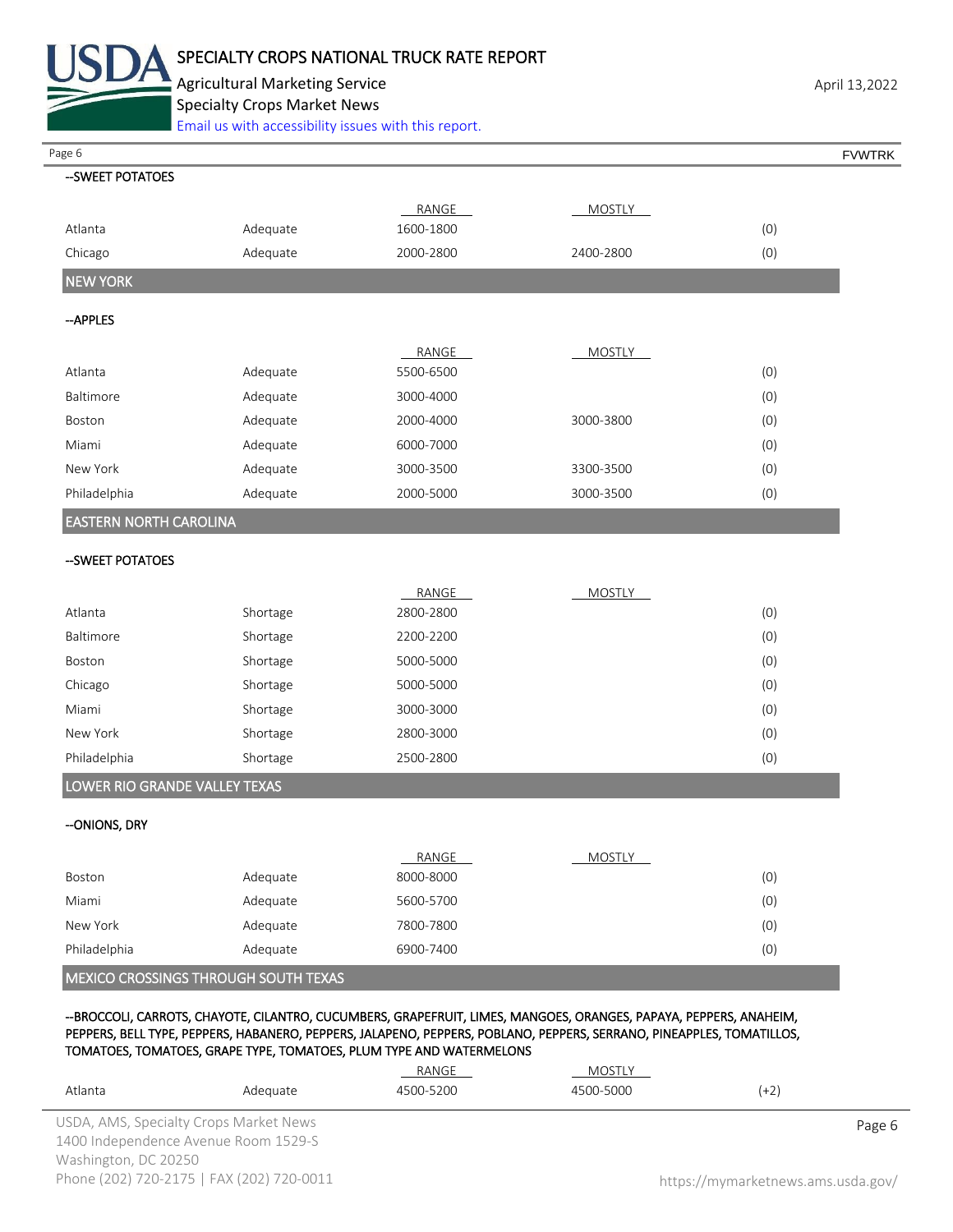--SWEET POTATOES

| | | RANGE | MOSTLY | |
|---|---|---|---|---|
| Atlanta | Adequate | 1600-1800 | | (0) |
| Chicago | Adequate | 2000-2800 | 2400-2800 | (0) |

## NEW YORK

--APPLES

| | | RANGE | MOSTLY | |
|---|---|---|---|---|
| Atlanta | Adequate | 5500-6500 | | (0) |
| Baltimore | Adequate | 3000-4000 | | (0) |
| Boston | Adequate | 2000-4000 | 3000-3800 | (0) |
| Miami | Adequate | 6000-7000 | | (0) |
| New York | Adequate | 3000-3500 | 3300-3500 | (0) |
| Philadelphia | Adequate | 2000-5000 | 3000-3500 | (0) |

## EASTERN NORTH CAROLINA

--SWEET POTATOES

| | | RANGE | MOSTLY | |
|---|---|---|---|---|
| Atlanta | Shortage | 2800-2800 | | (0) |
| Baltimore | Shortage | 2200-2200 | | (0) |
| Boston | Shortage | 5000-5000 | | (0) |
| Chicago | Shortage | 5000-5000 | | (0) |
| Miami | Shortage | 3000-3000 | | (0) |
| New York | Shortage | 2800-3000 | | (0) |
| Philadelphia | Shortage | 2500-2800 | | (0) |

## LOWER RIO GRANDE VALLEY TEXAS

--ONIONS, DRY

| | | RANGE | MOSTLY | |
|---|---|---|---|---|
| Boston | Adequate | 8000-8000 | | (0) |
| Miami | Adequate | 5600-5700 | | (0) |
| New York | Adequate | 7800-7800 | | (0) |
| Philadelphia | Adequate | 6900-7400 | | (0) |

## MEXICO CROSSINGS THROUGH SOUTH TEXAS

--BROCCOLI, CARROTS, CHAYOTE, CILANTRO, CUCUMBERS, GRAPEFRUIT, LIMES, MANGOES, ORANGES, PAPAYA, PEPPERS, ANAHEIM, PEPPERS, BELL TYPE, PEPPERS, HABANERO, PEPPERS, JALAPENO, PEPPERS, POBLANO, PEPPERS, SERRANO, PINEAPPLES, TOMATILLOS, TOMATOES, TOMATOES, GRAPE TYPE, TOMATOES, PLUM TYPE AND WATERMELONS

| | | RANGE | MOSTLY | |
|---|---|---|---|---|
| Atlanta | Adequate | 4500-5200 | 4500-5000 | (+2) |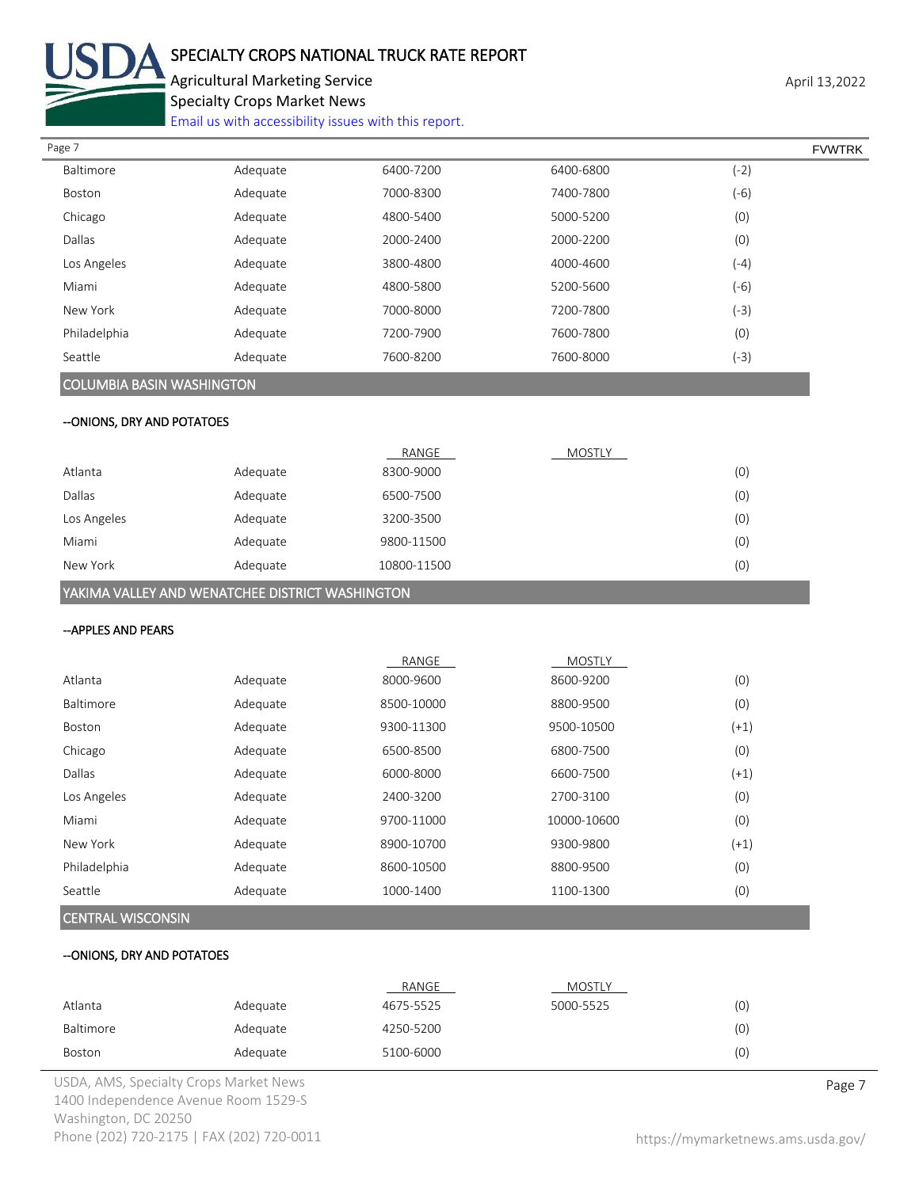| | | | | |
|---|---|---|---|---|
| Baltimore | Adequate | 6400-7200 | 6400-6800 | (-2) |
| Boston | Adequate | 7000-8300 | 7400-7800 | (-6) |
| Chicago | Adequate | 4800-5400 | 5000-5200 | (0) |
| Dallas | Adequate | 2000-2400 | 2000-2200 | (0) |
| Los Angeles | Adequate | 3800-4800 | 4000-4600 | (-4) |
| Miami | Adequate | 4800-5800 | 5200-5600 | (-6) |
| New York | Adequate | 7000-8000 | 7200-7800 | (-3) |
| Philadelphia | Adequate | 7200-7900 | 7600-7800 | (0) |
| Seattle | Adequate | 7600-8200 | 7600-8000 | (-3) |

## COLUMBIA BASIN WASHINGTON

--ONIONS, DRY AND POTATOES

| | | RANGE | MOSTLY | |
|---|---|---|---|---|
| Atlanta | Adequate | 8300-9000 | | (0) |
| Dallas | Adequate | 6500-7500 | | (0) |
| Los Angeles | Adequate | 3200-3500 | | (0) |
| Miami | Adequate | 9800-11500 | | (0) |
| New York | Adequate | 10800-11500 | | (0) |

## YAKIMA VALLEY AND WENATCHEE DISTRICT WASHINGTON

--APPLES AND PEARS

| | | RANGE | MOSTLY | |
|---|---|---|---|---|
| Atlanta | Adequate | 8000-9600 | 8600-9200 | (0) |
| Baltimore | Adequate | 8500-10000 | 8800-9500 | (0) |
| Boston | Adequate | 9300-11300 | 9500-10500 | (+1) |
| Chicago | Adequate | 6500-8500 | 6800-7500 | (0) |
| Dallas | Adequate | 6000-8000 | 6600-7500 | (+1) |
| Los Angeles | Adequate | 2400-3200 | 2700-3100 | (0) |
| Miami | Adequate | 9700-11000 | 10000-10600 | (0) |
| New York | Adequate | 8900-10700 | 9300-9800 | (+1) |
| Philadelphia | Adequate | 8600-10500 | 8800-9500 | (0) |
| Seattle | Adequate | 1000-1400 | 1100-1300 | (0) |

## CENTRAL WISCONSIN

--ONIONS, DRY AND POTATOES

| | | RANGE | MOSTLY | |
|---|---|---|---|---|
| Atlanta | Adequate | 4675-5525 | 5000-5525 | (0) |
| Baltimore | Adequate | 4250-5200 | | (0) |
| Boston | Adequate | 5100-6000 | | (0) |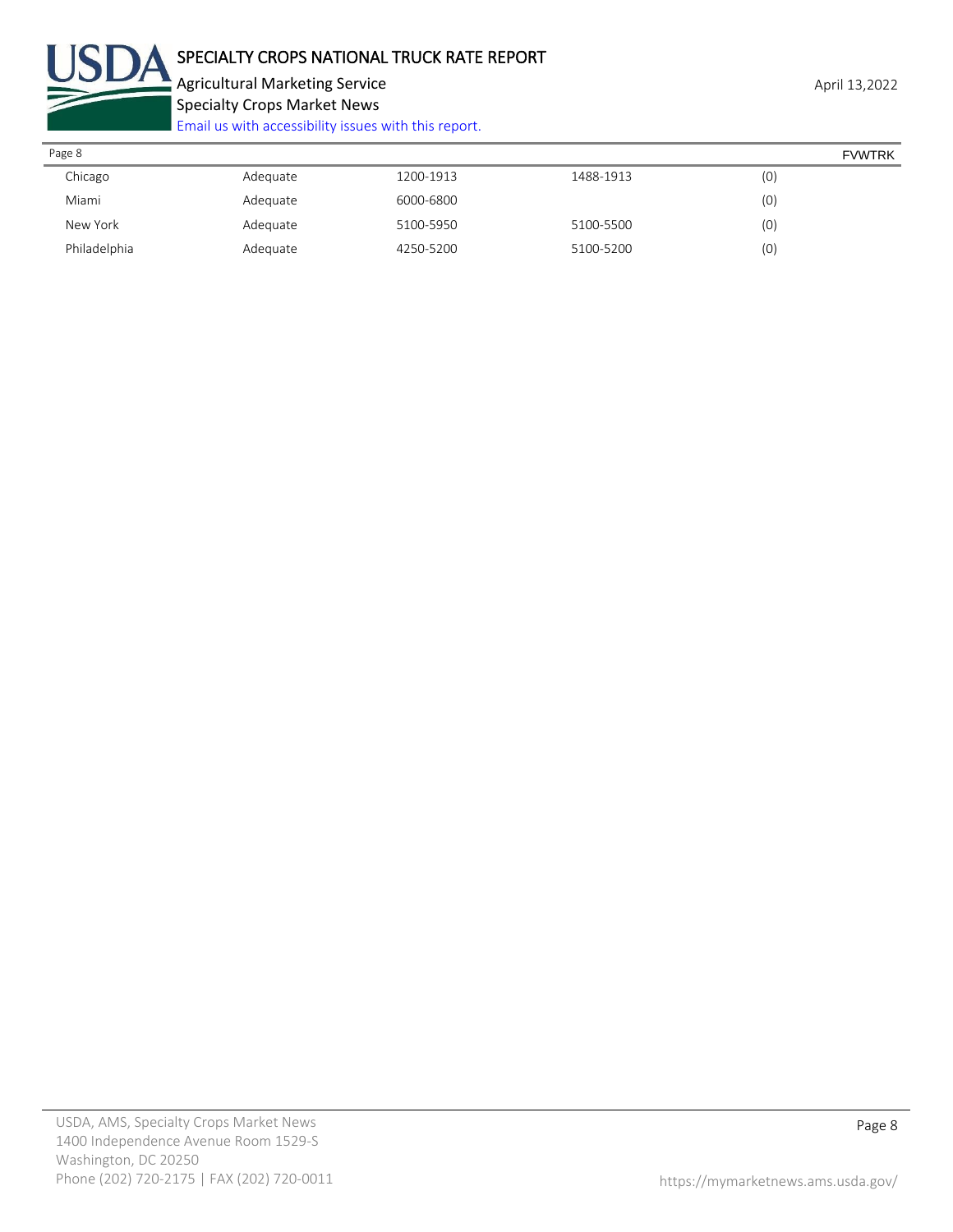| | | | | |
|---|---|---|---|---|
| Chicago | Adequate | 1200-1913 | 1488-1913 | (0) |
| Miami | Adequate | 6000-6800 | | (0) |
| New York | Adequate | 5100-5950 | 5100-5500 | (0) |
| Philadelphia | Adequate | 4250-5200 | 5100-5200 | (0) |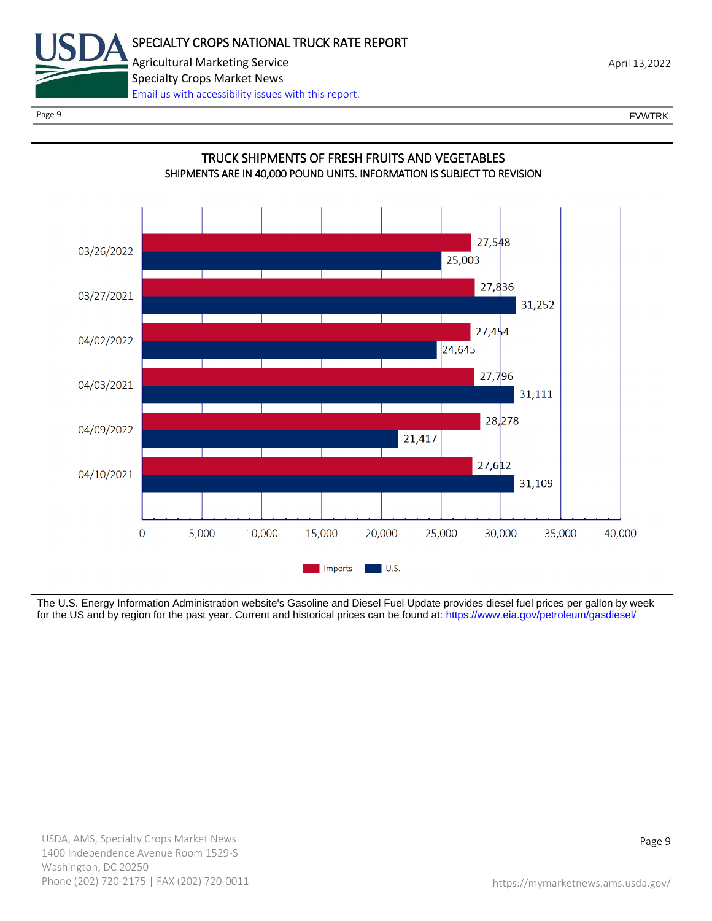# TRUCK SHIPMENTS OF FRESH FRUITS AND VEGETABLES

SHIPMENTS ARE IN 40,000 POUND UNITS. INFORMATION IS SUBJECT TO REVISION

03/26/2022
27,548
25,003

03/27/2021
27,836
31,252

04/02/2022
27,454
24,645

04/03/2021
27,796
31,111

04/09/2022
28,278
21,417

04/10/2021
27,612
31,109

0
5,000
10,000
15,000
20,000
25,000
30,000
35,000
40,000

Imports
U.S.

The U.S. Energy Information Administration website's Gasoline and Diesel Fuel Update provides diesel fuel prices per gallon by week for the US and by region for the past year. Current and historical prices can be found at: https://www.eia.gov/petroleum/gasdiesel/